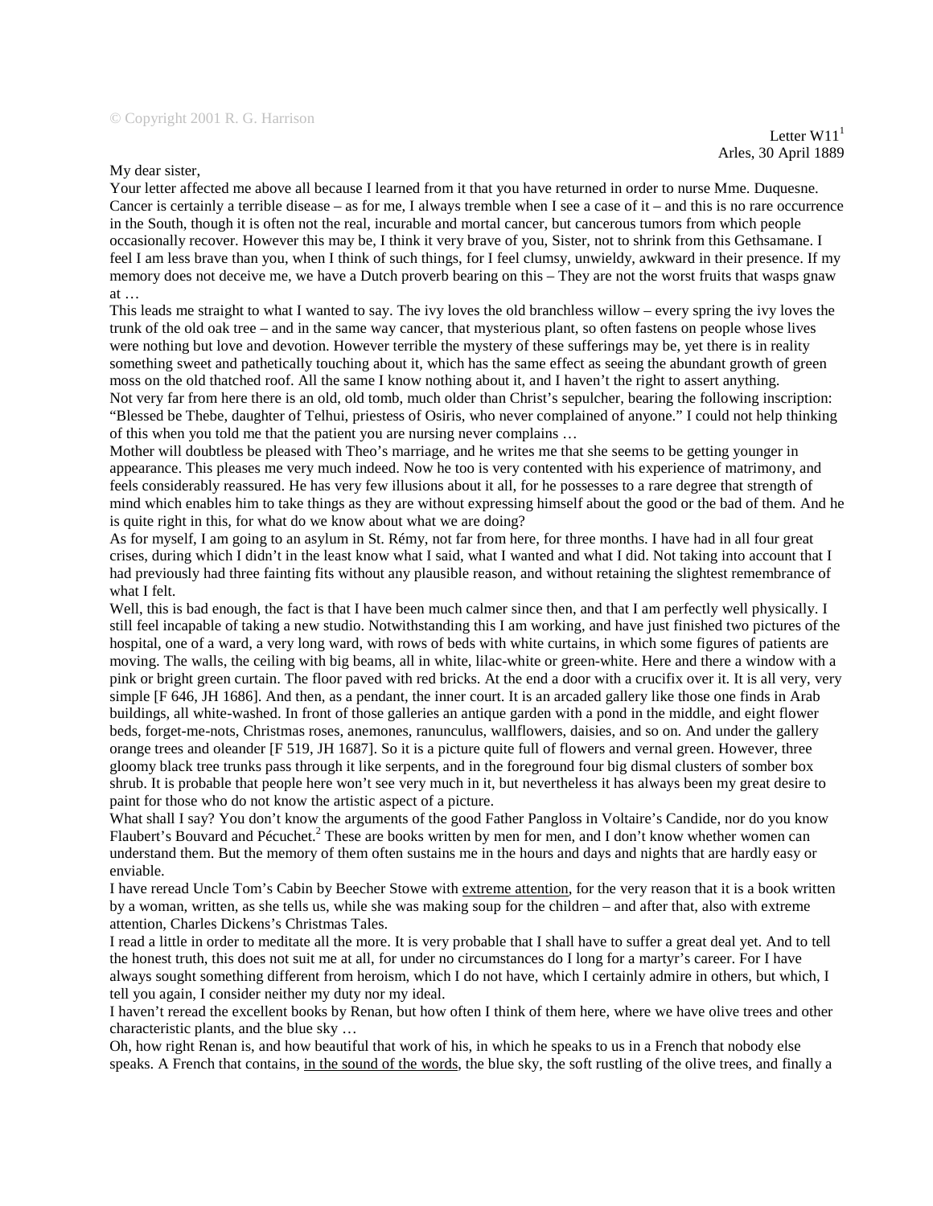© Copyright 2001 R. G. Harrison

Letter W11[1]
Arles, 30 April 1889

My dear sister,

Your letter affected me above all because I learned from it that you have returned in order to nurse Mme. Duquesne. Cancer is certainly a terrible disease – as for me, I always tremble when I see a case of it – and this is no rare occurrence in the South, though it is often not the real, incurable and mortal cancer, but cancerous tumors from which people occasionally recover. However this may be, I think it very brave of you, Sister, not to shrink from this Gethsamane. I feel I am less brave than you, when I think of such things, for I feel clumsy, unwieldy, awkward in their presence. If my memory does not deceive me, we have a Dutch proverb bearing on this – They are not the worst fruits that wasps gnaw at …

This leads me straight to what I wanted to say. The ivy loves the old branchless willow – every spring the ivy loves the trunk of the old oak tree – and in the same way cancer, that mysterious plant, so often fastens on people whose lives were nothing but love and devotion. However terrible the mystery of these sufferings may be, yet there is in reality something sweet and pathetically touching about it, which has the same effect as seeing the abundant growth of green moss on the old thatched roof. All the same I know nothing about it, and I haven't the right to assert anything.

Not very far from here there is an old, old tomb, much older than Christ's sepulcher, bearing the following inscription: "Blessed be Thebe, daughter of Telhui, priestess of Osiris, who never complained of anyone." I could not help thinking of this when you told me that the patient you are nursing never complains …

Mother will doubtless be pleased with Theo's marriage, and he writes me that she seems to be getting younger in appearance. This pleases me very much indeed. Now he too is very contented with his experience of matrimony, and feels considerably reassured. He has very few illusions about it all, for he possesses to a rare degree that strength of mind which enables him to take things as they are without expressing himself about the good or the bad of them. And he is quite right in this, for what do we know about what we are doing?

As for myself, I am going to an asylum in St. Rémy, not far from here, for three months. I have had in all four great crises, during which I didn't in the least know what I said, what I wanted and what I did. Not taking into account that I had previously had three fainting fits without any plausible reason, and without retaining the slightest remembrance of what I felt.

Well, this is bad enough, the fact is that I have been much calmer since then, and that I am perfectly well physically. I still feel incapable of taking a new studio. Notwithstanding this I am working, and have just finished two pictures of the hospital, one of a ward, a very long ward, with rows of beds with white curtains, in which some figures of patients are moving. The walls, the ceiling with big beams, all in white, lilac-white or green-white. Here and there a window with a pink or bright green curtain. The floor paved with red bricks. At the end a door with a crucifix over it. It is all very, very simple [F 646, JH 1686]. And then, as a pendant, the inner court. It is an arcaded gallery like those one finds in Arab buildings, all white-washed. In front of those galleries an antique garden with a pond in the middle, and eight flower beds, forget-me-nots, Christmas roses, anemones, ranunculus, wallflowers, daisies, and so on. And under the gallery orange trees and oleander [F 519, JH 1687]. So it is a picture quite full of flowers and vernal green. However, three gloomy black tree trunks pass through it like serpents, and in the foreground four big dismal clusters of somber box shrub. It is probable that people here won't see very much in it, but nevertheless it has always been my great desire to paint for those who do not know the artistic aspect of a picture.

What shall I say? You don't know the arguments of the good Father Pangloss in Voltaire's Candide, nor do you know Flaubert's Bouvard and Pécuchet.[2] These are books written by men for men, and I don't know whether women can understand them. But the memory of them often sustains me in the hours and days and nights that are hardly easy or enviable.

I have reread Uncle Tom's Cabin by Beecher Stowe with <u>extreme attention</u>, for the very reason that it is a book written by a woman, written, as she tells us, while she was making soup for the children – and after that, also with extreme attention, Charles Dickens's Christmas Tales.

I read a little in order to meditate all the more. It is very probable that I shall have to suffer a great deal yet. And to tell the honest truth, this does not suit me at all, for under no circumstances do I long for a martyr's career. For I have always sought something different from heroism, which I do not have, which I certainly admire in others, but which, I tell you again, I consider neither my duty nor my ideal.

I haven't reread the excellent books by Renan, but how often I think of them here, where we have olive trees and other characteristic plants, and the blue sky …

Oh, how right Renan is, and how beautiful that work of his, in which he speaks to us in a French that nobody else speaks. A French that contains, <u>in the sound of the words</u>, the blue sky, the soft rustling of the olive trees, and finally a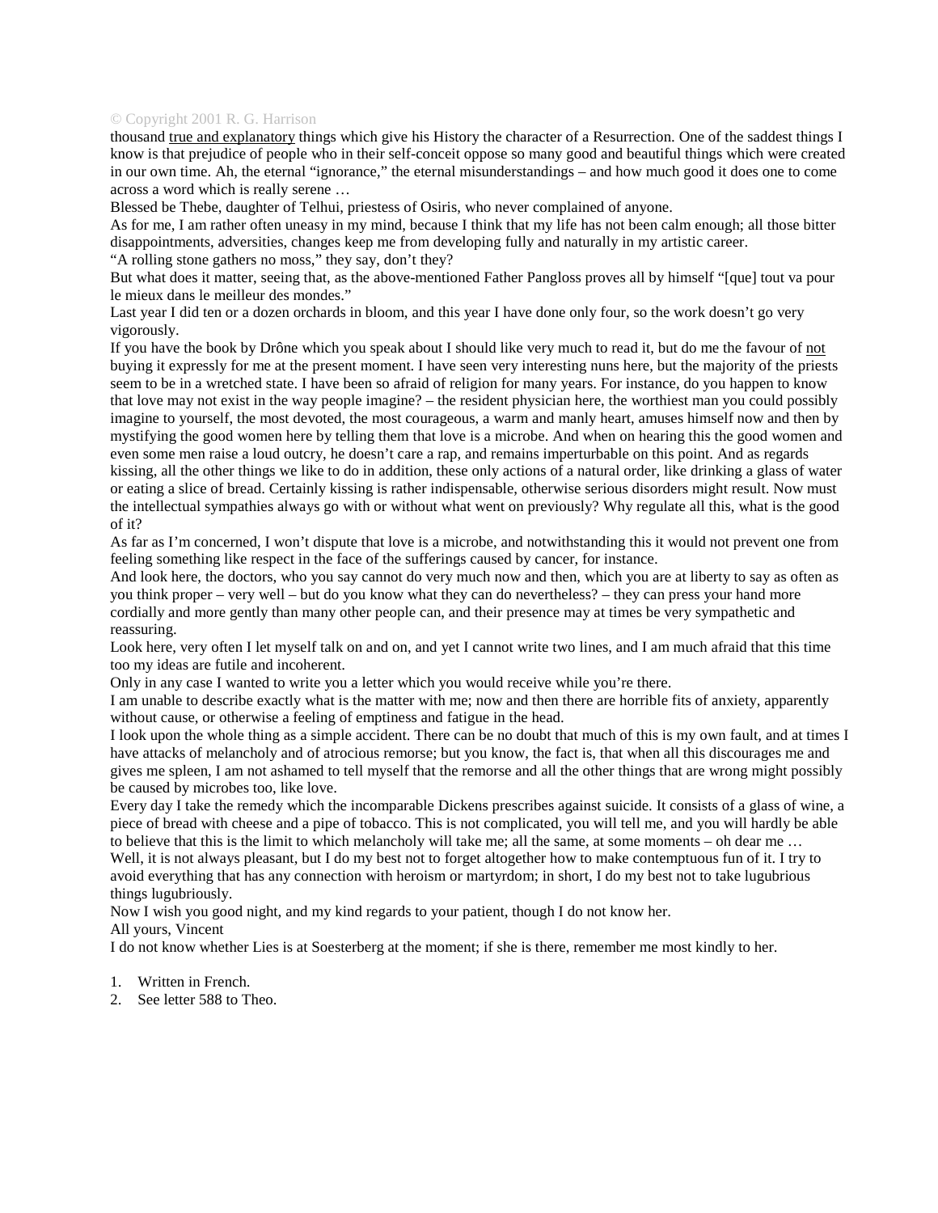thousand true and explanatory things which give his History the character of a Resurrection. One of the saddest things I know is that prejudice of people who in their self-conceit oppose so many good and beautiful things which were created in our own time. Ah, the eternal "ignorance," the eternal misunderstandings – and how much good it does one to come across a word which is really serene …

Blessed be Thebe, daughter of Telhui, priestess of Osiris, who never complained of anyone.

As for me, I am rather often uneasy in my mind, because I think that my life has not been calm enough; all those bitter disappointments, adversities, changes keep me from developing fully and naturally in my artistic career.

"A rolling stone gathers no moss," they say, don't they?

But what does it matter, seeing that, as the above-mentioned Father Pangloss proves all by himself "[que] tout va pour le mieux dans le meilleur des mondes."

Last year I did ten or a dozen orchards in bloom, and this year I have done only four, so the work doesn't go very vigorously.

If you have the book by Drône which you speak about I should like very much to read it, but do me the favour of not buying it expressly for me at the present moment. I have seen very interesting nuns here, but the majority of the priests seem to be in a wretched state. I have been so afraid of religion for many years. For instance, do you happen to know that love may not exist in the way people imagine? – the resident physician here, the worthiest man you could possibly imagine to yourself, the most devoted, the most courageous, a warm and manly heart, amuses himself now and then by mystifying the good women here by telling them that love is a microbe. And when on hearing this the good women and even some men raise a loud outcry, he doesn't care a rap, and remains imperturbable on this point. And as regards kissing, all the other things we like to do in addition, these only actions of a natural order, like drinking a glass of water or eating a slice of bread. Certainly kissing is rather indispensable, otherwise serious disorders might result. Now must the intellectual sympathies always go with or without what went on previously? Why regulate all this, what is the good of it?

As far as I'm concerned, I won't dispute that love is a microbe, and notwithstanding this it would not prevent one from feeling something like respect in the face of the sufferings caused by cancer, for instance.

And look here, the doctors, who you say cannot do very much now and then, which you are at liberty to say as often as you think proper – very well – but do you know what they can do nevertheless? – they can press your hand more cordially and more gently than many other people can, and their presence may at times be very sympathetic and reassuring.

Look here, very often I let myself talk on and on, and yet I cannot write two lines, and I am much afraid that this time too my ideas are futile and incoherent.

Only in any case I wanted to write you a letter which you would receive while you're there.

I am unable to describe exactly what is the matter with me; now and then there are horrible fits of anxiety, apparently without cause, or otherwise a feeling of emptiness and fatigue in the head.

I look upon the whole thing as a simple accident. There can be no doubt that much of this is my own fault, and at times I have attacks of melancholy and of atrocious remorse; but you know, the fact is, that when all this discourages me and gives me spleen, I am not ashamed to tell myself that the remorse and all the other things that are wrong might possibly be caused by microbes too, like love.

Every day I take the remedy which the incomparable Dickens prescribes against suicide. It consists of a glass of wine, a piece of bread with cheese and a pipe of tobacco. This is not complicated, you will tell me, and you will hardly be able to believe that this is the limit to which melancholy will take me; all the same, at some moments – oh dear me …

Well, it is not always pleasant, but I do my best not to forget altogether how to make contemptuous fun of it. I try to avoid everything that has any connection with heroism or martyrdom; in short, I do my best not to take lugubrious things lugubriously.

Now I wish you good night, and my kind regards to your patient, though I do not know her.

All yours, Vincent

I do not know whether Lies is at Soesterberg at the moment; if she is there, remember me most kindly to her.

1. Written in French.
2. See letter 588 to Theo.